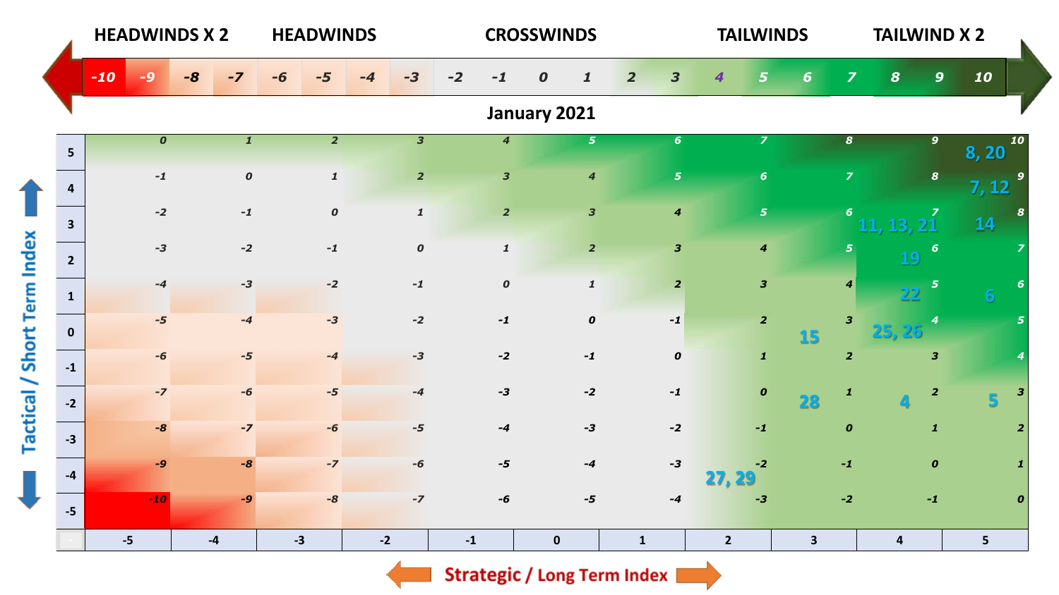| HEADWINDS X 2 | | | HEADWINDS | | | | CROSSWINDS | | | | | | TAILWINDS | | | | TAILWIND X 2 | | | |
|---|---|---|---|---|---|---|---|---|---|---|---|---|---|---|---|---|---|---|---|---|
| -10 | -9 | -8 | -7 | -6 | -5 | -4 | -3 | -2 | -1 | 0 | 1 | 2 | 3 | 4 | 5 | 6 | 7 | 8 | 9 | 10 |

## January 2021

| Tactical / Short Term Index | -5 | -4 | -3 | -2 | -1 | 0 | 1 | 2 | 3 | 4 | 5 |
|---|---|---|---|---|---|---|---|---|---|---|---|
| 5 | 0 | 1 | 2 | 3 | 4 | 5 | 6 | 7 | 8 | 9 | 10 — 8, 20 |
| 4 | -1 | 0 | 1 | 2 | 3 | 4 | 5 | 6 | 7 | 8 | 9 — 7, 12 |
| 3 | -2 | -1 | 0 | 1 | 2 | 3 | 4 | 5 | 6 | 7 — 11, 13, 21 | 8 — 14 |
| 2 | -3 | -2 | -1 | 0 | 1 | 2 | 3 | 4 | 5 | 6 — 19 | 7 |
| 1 | -4 | -3 | -2 | -1 | 0 | 1 | 2 | 3 | 4 | 5 — 22 | 6 — 6 |
| 0 | -5 | -4 | -3 | -2 | -1 | 0 | -1 | 2 | 3 — 15 | 4 — 25, 26 | 5 |
| -1 | -6 | -5 | -4 | -3 | -2 | -1 | 0 | 1 | 2 | 3 | 4 |
| -2 | -7 | -6 | -5 | -4 | -3 | -2 | -1 | 0 | 1 — 28 | 2 — 4 | 3 — 5 |
| -3 | -8 | -7 | -6 | -5 | -4 | -3 | -2 | -1 | 0 | 1 | 2 |
| -4 | -9 | -8 | -7 | -6 | -5 | -4 | -3 | -2 — 27, 29 | -1 | 0 | 1 |
| -5 | -10 | -9 | -8 | -7 | -6 | -5 | -4 | -3 | -2 | -1 | 0 |

Strategic / Long Term Index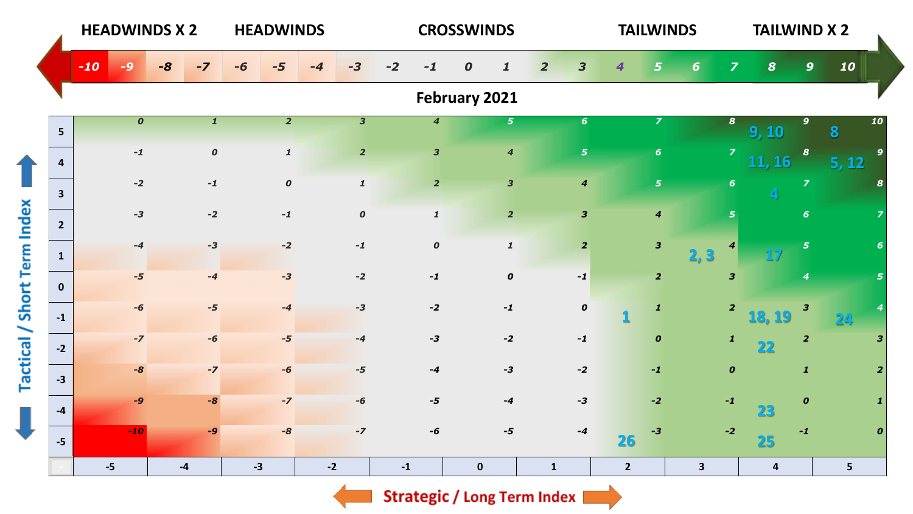| HEADWINDS X 2 | | | | HEADWINDS | | | | CROSSWINDS | | | | | TAILWINDS | | | | TAILWIND X 2 | | | |
|---|---|---|---|---|---|---|---|---|---|---|---|---|---|---|---|---|---|---|---|---|
| -10 | -9 | -8 | -7 | -6 | -5 | -4 | -3 | -2 | -1 | 0 | 1 | 2 | 3 | 4 | 5 | 6 | 7 | 8 | 9 | 10 |

## February 2021

Tactical / Short Term Index (rows) vs. Strategic / Long Term Index (columns)

| Tactical / Short Term Index | -5 | -4 | -3 | -2 | -1 | 0 | 1 | 2 | 3 | 4 | 5 |
|---|---|---|---|---|---|---|---|---|---|---|---|
| 5 | 0 | 1 | 2 | 3 | 4 | 5 | 6 | 7 | 8 | 9 **9, 10** | 10 **8** |
| 4 | -1 | 0 | 1 | 2 | 3 | 4 | 5 | 6 | 7 | 8 **11, 16** | 9 **5, 12** |
| 3 | -2 | -1 | 0 | 1 | 2 | 3 | 4 | 5 | 6 | 7 **4** | 8 |
| 2 | -3 | -2 | -1 | 0 | 1 | 2 | 3 | 4 | 5 | 6 | 7 |
| 1 | -4 | -3 | -2 | -1 | 0 | 1 | 2 | 3 | 4 **2, 3** | 5 **17** | 6 |
| 0 | -5 | -4 | -3 | -2 | -1 | 0 | -1 | 2 | 3 | 4 | 5 |
| -1 | -6 | -5 | -4 | -3 | -2 | -1 | 0 | 1 **1** | 2 | 3 **18, 19** | 4 **24** |
| -2 | -7 | -6 | -5 | -4 | -3 | -2 | -1 | 0 | 1 | 2 **22** | 3 |
| -3 | -8 | -7 | -6 | -5 | -4 | -3 | -2 | -1 | 0 | 1 | 2 |
| -4 | -9 | -8 | -7 | -6 | -5 | -4 | -3 | -2 | -1 | 0 **23** | 1 |
| -5 | -10 | -9 | -8 | -7 | -6 | -5 | -4 | -3 **26** | -2 | -1 **25** | 0 |

Strategic / Long Term Index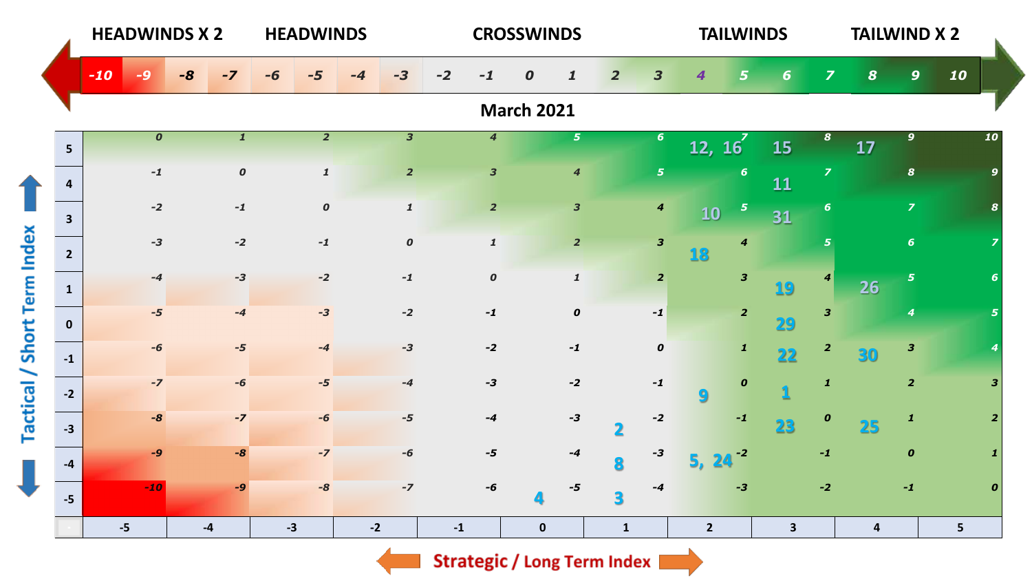| HEADWINDS X 2 | | | HEADWINDS | | | | CROSSWINDS | | | | | | | TAILWINDS | | | TAILWIND X 2 | | | |
|---|---|---|---|---|---|---|---|---|---|---|---|---|---|---|---|---|---|---|---|---|
| -10 | -9 | -8 | -7 | -6 | -5 | -4 | -3 | -2 | -1 | 0 | 1 | 2 | 3 | 4 | 5 | 6 | 7 | 8 | 9 | 10 |

## March 2021

| Tactical / Short Term Index | -5 | -4 | -3 | -2 | -1 | 0 | 1 | 2 | 3 | 4 | 5 |
|---|---|---|---|---|---|---|---|---|---|---|---|
| 5 | 0 | 1 | 2 | 3 | 4 | 5 | 6 | 7 (12, 16) | 8 (15) | 9 (17) | 10 |
| 4 | -1 | 0 | 1 | 2 | 3 | 4 | 5 | 6 | 7 (11) | 8 | 9 |
| 3 | -2 | -1 | 0 | 1 | 2 | 3 | 4 | 5 (10) | 6 (31) | 7 | 8 |
| 2 | -3 | -2 | -1 | 0 | 1 | 2 | 3 | 4 (18) | 5 | 6 | 7 |
| 1 | -4 | -3 | -2 | -1 | 0 | 1 | 2 | 3 | 4 (19) | 5 (26) | 6 |
| 0 | -5 | -4 | -3 | -2 | -1 | 0 | -1 | 2 | 3 (29) | 4 | 5 |
| -1 | -6 | -5 | -4 | -3 | -2 | -1 | 0 | 1 | 2 (22) | 3 (30) | 4 |
| -2 | -7 | -6 | -5 | -4 | -3 | -2 | -1 | 0 (9) | 1 (1) | 2 | 3 |
| -3 | -8 | -7 | -6 | -5 | -4 | -3 | -2 (2) | -1 | 0 (23) | 1 (25) | 2 |
| -4 | -9 | -8 | -7 | -6 | -5 | -4 | -3 (8) | -2 (5, 24) | -1 | 0 | 1 |
| -5 | -10 | -9 | -8 | -7 | -6 | -5 (4) | -4 (3) | -3 | -2 | -1 | 0 |

**Strategic / Long Term Index**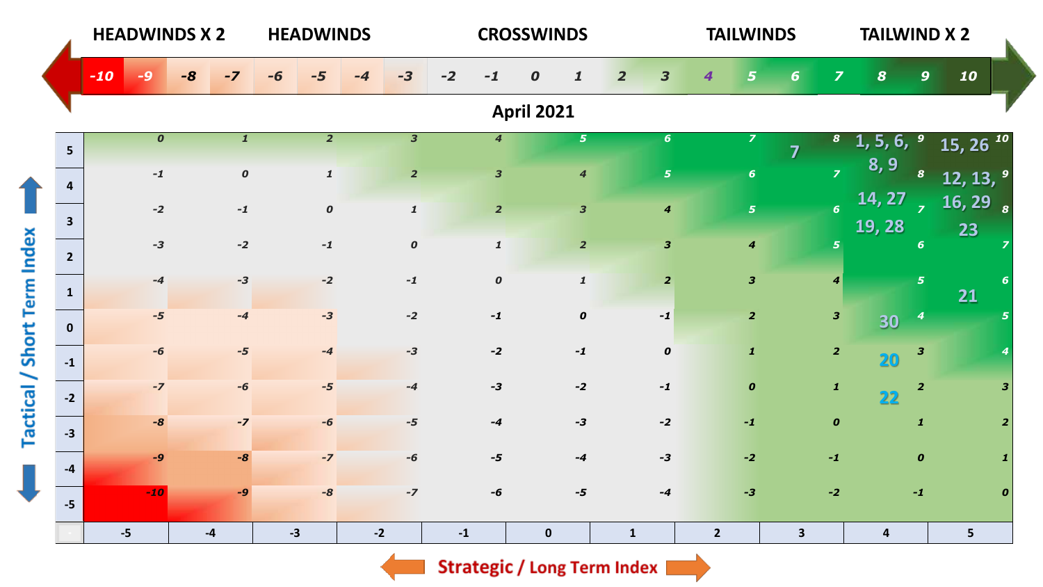| HEADWINDS X 2 | | HEADWINDS | | | | CROSSWINDS | | | | | TAILWINDS | | | | | TAILWIND X 2 | | | | |
|---|---|---|---|---|---|---|---|---|---|---|---|---|---|---|---|---|---|---|---|---|
| -10 | -9 | -8 | -7 | -6 | -5 | -4 | -3 | -2 | -1 | 0 | 1 | 2 | 3 | 4 | 5 | 6 | 7 | 8 | 9 | 10 |

## April 2021

| Tactical / Short Term Index | -5 | -4 | -3 | -2 | -1 | 0 | 1 | 2 | 3 | 4 | 5 |
|---|---|---|---|---|---|---|---|---|---|---|---|
| 5 | 0 | 1 | 2 | 3 | 4 | 5 | 6 | 7 | 8 **7** | 9 **1, 5, 6, 8, 9** | 10 **15, 26** |
| 4 | -1 | 0 | 1 | 2 | 3 | 4 | 5 | 6 | 7 | 8 **14, 27** | 9 **12, 13, 16, 29** |
| 3 | -2 | -1 | 0 | 1 | 2 | 3 | 4 | 5 | 6 | 7 **19, 28** | 8 **23** |
| 2 | -3 | -2 | -1 | 0 | 1 | 2 | 3 | 4 | 5 | 6 | 7 |
| 1 | -4 | -3 | -2 | -1 | 0 | 1 | 2 | 3 | 4 | 5 | 6 **21** |
| 0 | -5 | -4 | -3 | -2 | -1 | 0 | -1 | 2 | 3 | 4 **30** | 5 |
| -1 | -6 | -5 | -4 | -3 | -2 | -1 | 0 | 1 | 2 | 3 **20** | 4 |
| -2 | -7 | -6 | -5 | -4 | -3 | -2 | -1 | 0 | 1 | 2 **22** | 3 |
| -3 | -8 | -7 | -6 | -5 | -4 | -3 | -2 | -1 | 0 | 1 | 2 |
| -4 | -9 | -8 | -7 | -6 | -5 | -4 | -3 | -2 | -1 | 0 | 1 |
| -5 | -10 | -9 | -8 | -7 | -6 | -5 | -4 | -3 | -2 | -1 | 0 |

Strategic / Long Term Index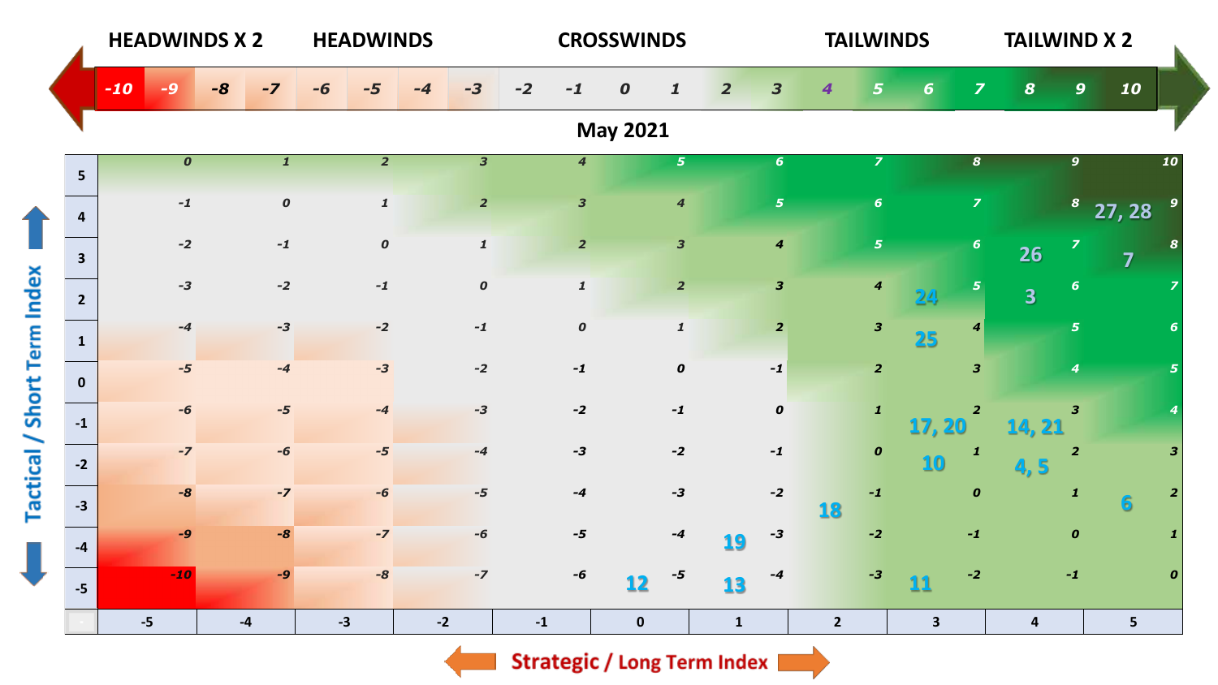HEADWINDS X 2 | HEADWINDS | CROSSWINDS | TAILWINDS | TAILWIND X 2

| -10 | -9 | -8 | -7 | -6 | -5 | -4 | -3 | -2 | -1 | 0 | 1 | 2 | 3 | 4 | 5 | 6 | 7 | 8 | 9 | 10 |
|---|---|---|---|---|---|---|---|---|---|---|---|---|---|---|---|---|---|---|---|---|

## May 2021

Tactical / Short Term Index (rows) vs. Strategic / Long Term Index (columns)

| | -5 | -4 | -3 | -2 | -1 | 0 | 1 | 2 | 3 | 4 | 5 |
|---|---|---|---|---|---|---|---|---|---|---|---|
| **5** | 0 | 1 | 2 | 3 | 4 | 5 | 6 | 7 | 8 | 9 | 10 |
| **4** | -1 | 0 | 1 | 2 | 3 | 4 | 5 | 6 | 7 | 8 | 9 (27, 28) |
| **3** | -2 | -1 | 0 | 1 | 2 | 3 | 4 | 5 | 6 | 7 (26) | 8 (7) |
| **2** | -3 | -2 | -1 | 0 | 1 | 2 | 3 | 4 | 5 (24) | 6 (3) | 7 |
| **1** | -4 | -3 | -2 | -1 | 0 | 1 | 2 | 3 | 4 (25) | 5 | 6 |
| **0** | -5 | -4 | -3 | -2 | -1 | 0 | -1 | 2 | 3 | 4 | 5 |
| **-1** | -6 | -5 | -4 | -3 | -2 | -1 | 0 | 1 | 2 (17, 20) | 3 (14, 21) | 4 |
| **-2** | -7 | -6 | -5 | -4 | -3 | -2 | -1 | 0 | 1 (10) | 2 (4, 5) | 3 |
| **-3** | -8 | -7 | -6 | -5 | -4 | -3 | -2 | -1 (18) | 0 | 1 | 2 (6) |
| **-4** | -9 | -8 | -7 | -6 | -5 | -4 | -3 (19) | -2 | -1 | 0 | 1 |
| **-5** | -10 | -9 | -8 | -7 | -6 | -5 (12) | -4 (13) | -3 | -2 (11) | -1 | 0 |

Strategic / Long Term Index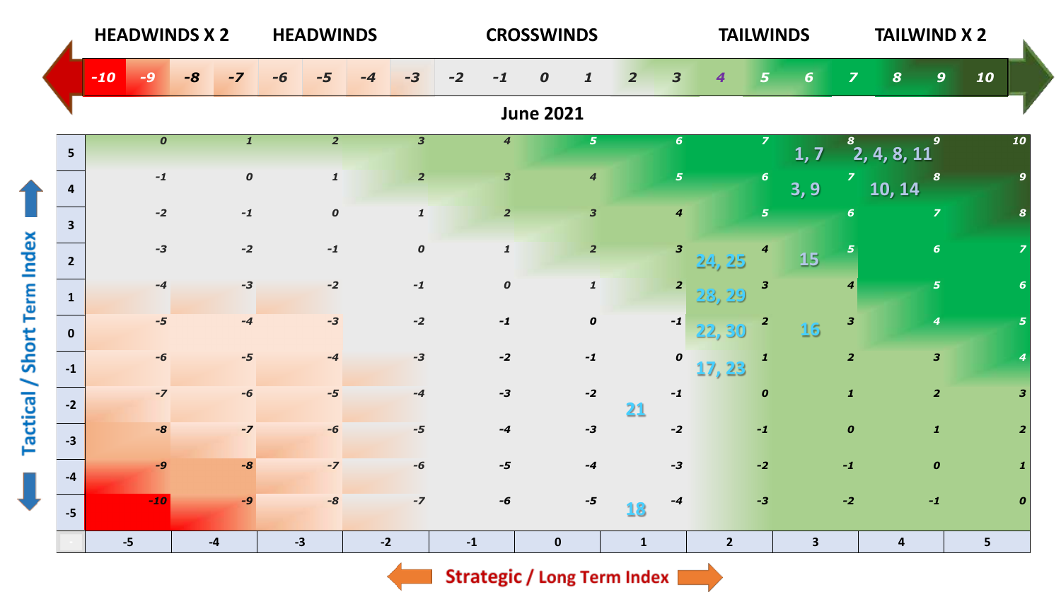| HEADWINDS X 2 | | | | HEADWINDS | | | | CROSSWINDS | | | | | TAILWINDS | | | | TAILWIND X 2 | | | |
|---|---|---|---|---|---|---|---|---|---|---|---|---|---|---|---|---|---|---|---|---|
| -10 | -9 | -8 | -7 | -6 | -5 | -4 | -3 | -2 | -1 | 0 | 1 | 2 | 3 | 4 | 5 | 6 | 7 | 8 | 9 | 10 |

## June 2021

Rows show the Tactical / Short Term Index. Columns show the Strategic / Long Term Index. Each cell gives the cell value; where days of the month appear in a cell, they are listed in parentheses.

| Tactical / Short Term Index | -5 | -4 | -3 | -2 | -1 | 0 | 1 | 2 | 3 | 4 | 5 |
|---|---|---|---|---|---|---|---|---|---|---|---|
| 5 | 0 | 1 | 2 | 3 | 4 | 5 | 6 | 7 | 8 (1, 7) | 9 (2, 4, 8, 11) | 10 |
| 4 | -1 | 0 | 1 | 2 | 3 | 4 | 5 | 6 | 7 (3, 9) | 8 (10, 14) | 9 |
| 3 | -2 | -1 | 0 | 1 | 2 | 3 | 4 | 5 | 6 | 7 | 8 |
| 2 | -3 | -2 | -1 | 0 | 1 | 2 | 3 | 4 (24, 25) | 5 (15) | 6 | 7 |
| 1 | -4 | -3 | -2 | -1 | 0 | 1 | 2 | 3 (28, 29) | 4 | 5 | 6 |
| 0 | -5 | -4 | -3 | -2 | -1 | 0 | -1 | 2 (22, 30) | 3 (16) | 4 | 5 |
| -1 | -6 | -5 | -4 | -3 | -2 | -1 | 0 | 1 (17, 23) | 2 | 3 | 4 |
| -2 | -7 | -6 | -5 | -4 | -3 | -2 | -1 (21) | 0 | 1 | 2 | 3 |
| -3 | -8 | -7 | -6 | -5 | -4 | -3 | -2 | -1 | 0 | 1 | 2 |
| -4 | -9 | -8 | -7 | -6 | -5 | -4 | -3 | -2 | -1 | 0 | 1 |
| -5 | -10 | -9 | -8 | -7 | -6 | -5 | -4 (18) | -3 | -2 | -1 | 0 |

Strategic / Long Term Index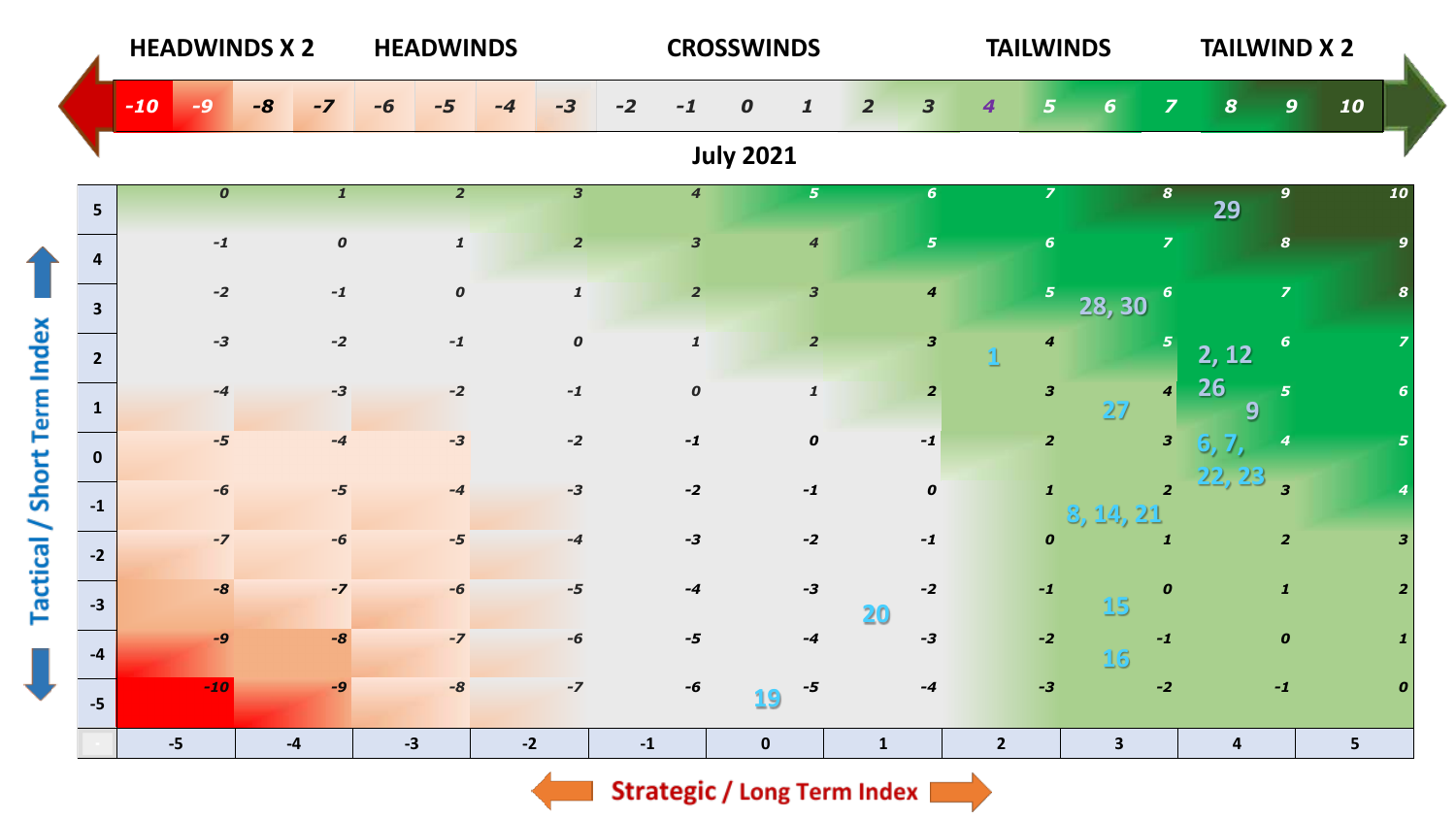HEADWINDS X 2 | HEADWINDS | CROSSWINDS | TAILWINDS | TAILWIND X 2

| -10 | -9 | -8 | -7 | -6 | -5 | -4 | -3 | -2 | -1 | 0 | 1 | 2 | 3 | 4 | 5 | 6 | 7 | 8 | 9 | 10 |
|---|---|---|---|---|---|---|---|---|---|---|---|---|---|---|---|---|---|---|---|---|

## July 2021

**Tactical / Short Term Index** (rows) vs. **Strategic / Long Term Index** (columns)

| | -5 | -4 | -3 | -2 | -1 | 0 | 1 | 2 | 3 | 4 | 5 |
|---|---|---|---|---|---|---|---|---|---|---|---|
| 5 | 0 | 1 | 2 | 3 | 4 | 5 | 6 | 7 | 8 | 9 (29) | 10 |
| 4 | -1 | 0 | 1 | 2 | 3 | 4 | 5 | 6 | 7 | 8 | 9 |
| 3 | -2 | -1 | 0 | 1 | 2 | 3 | 4 | 5 | 6 (28, 30) | 7 | 8 |
| 2 | -3 | -2 | -1 | 0 | 1 | 2 | 3 | 4 (1) | 5 | 6 (2, 12) | 7 |
| 1 | -4 | -3 | -2 | -1 | 0 | 1 | 2 | 3 | 4 (27) | 5 (26, 9) | 6 |
| 0 | -5 | -4 | -3 | -2 | -1 | 0 | -1 | 2 | 3 | 4 (6, 7, 22, 23) | 5 |
| -1 | -6 | -5 | -4 | -3 | -2 | -1 | 0 | 1 | 2 (8, 14, 21) | 3 | 4 |
| -2 | -7 | -6 | -5 | -4 | -3 | -2 | -1 | 0 | 1 | 2 | 3 |
| -3 | -8 | -7 | -6 | -5 | -4 | -3 | -2 (20) | -1 | 0 (15) | 1 | 2 |
| -4 | -9 | -8 | -7 | -6 | -5 | -4 | -3 | -2 | -1 (16) | 0 | 1 |
| -5 | -10 | -9 | -8 | -7 | -6 | -5 (19) | -4 | -3 | -2 | -1 | 0 |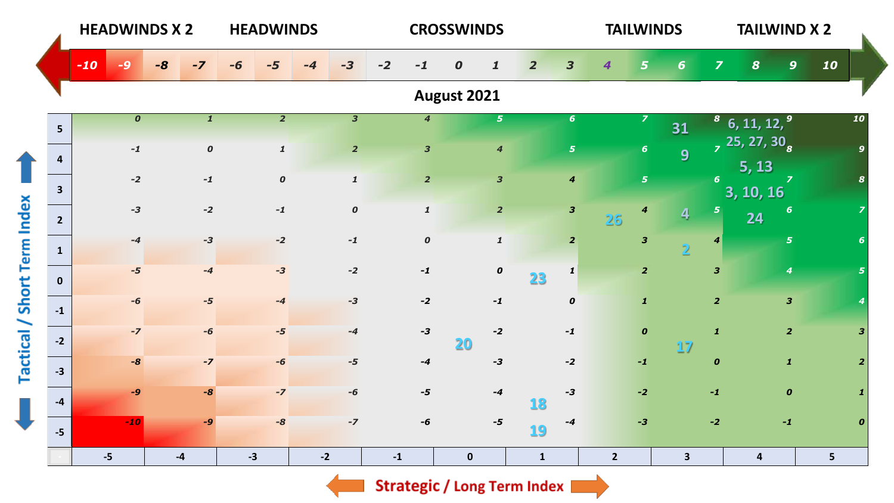| HEADWINDS X 2 | | | | HEADWINDS | | | | CROSSWINDS | | | | TAILWINDS | | | | TAILWIND X 2 | | | | |
|---|---|---|---|---|---|---|---|---|---|---|---|---|---|---|---|---|---|---|---|---|
| -10 | -9 | -8 | -7 | -6 | -5 | -4 | -3 | -2 | -1 | 0 | 1 | 2 | 3 | 4 | 5 | 6 | 7 | 8 | 9 | 10 |

## August 2021

Cells show the combined index value; bold numbers are the August 2021 dates plotted in that cell.

| Tactical / Short Term Index ↓ \ Strategic / Long Term Index → | -5 | -4 | -3 | -2 | -1 | 0 | 1 | 2 | 3 | 4 | 5 |
|---|---|---|---|---|---|---|---|---|---|---|---|
| 5 | 0 | 1 | 2 | 3 | 4 | 5 | 6 | 7 | 8 **31** | 9 **6, 11, 12, 25, 27, 30** | 10 |
| 4 | -1 | 0 | 1 | 2 | 3 | 4 | 5 | 6 | 7 **9** | 8 **5, 13** | 9 |
| 3 | -2 | -1 | 0 | 1 | 2 | 3 | 4 | 5 | 6 | 7 **3, 10, 16** | 8 |
| 2 | -3 | -2 | -1 | 0 | 1 | 2 | 3 | 4 **26** | 5 **4** | 6 **24** | 7 |
| 1 | -4 | -3 | -2 | -1 | 0 | 1 | 2 | 3 | 4 **2** | 5 | 6 |
| 0 | -5 | -4 | -3 | -2 | -1 | 0 | 1 **23** | 2 | 3 | 4 | 5 |
| -1 | -6 | -5 | -4 | -3 | -2 | -1 | 0 | 1 | 2 | 3 | 4 |
| -2 | -7 | -6 | -5 | -4 | -3 | -2 **20** | -1 | 0 | 1 **17** | 2 | 3 |
| -3 | -8 | -7 | -6 | -5 | -4 | -3 | -2 | -1 | 0 | 1 | 2 |
| -4 | -9 | -8 | -7 | -6 | -5 | -4 | -3 **18** | -2 | -1 | 0 | 1 |
| -5 | -10 | -9 | -8 | -7 | -6 | -5 | -4 **19** | -3 | -2 | -1 | 0 |

Tactical / Short Term Index

Strategic / Long Term Index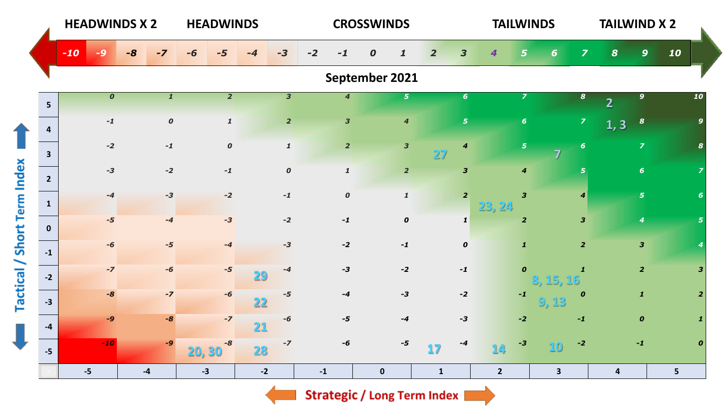| HEADWINDS X 2 | | | | HEADWINDS | | | | CROSSWINDS | | | | | TAILWINDS | | | | TAILWIND X 2 | | | |
|---|---|---|---|---|---|---|---|---|---|---|---|---|---|---|---|---|---|---|---|---|
| -10 | -9 | -8 | -7 | -6 | -5 | -4 | -3 | -2 | -1 | 0 | 1 | 2 | 3 | 4 | 5 | 6 | 7 | 8 | 9 | 10 |

## September 2021

| Tactical / Short Term Index | -5 | -4 | -3 | -2 | -1 | 0 | 1 | 2 | 3 | 4 | 5 |
|---|---|---|---|---|---|---|---|---|---|---|---|
| 5 | 0 | 1 | 2 | 3 | 4 | 5 | 6 | 7 | 8 | 9 (2) | 10 |
| 4 | -1 | 0 | 1 | 2 | 3 | 4 | 5 | 6 | 7 | 8 (1, 3) | 9 |
| 3 | -2 | -1 | 0 | 1 | 2 | 3 | 4 (27) | 5 | 6 (7) | 7 | 8 |
| 2 | -3 | -2 | -1 | 0 | 1 | 2 | 3 | 4 | 5 | 6 | 7 |
| 1 | -4 | -3 | -2 | -1 | 0 | 1 | 2 | 3 (23, 24) | 4 | 5 | 6 |
| 0 | -5 | -4 | -3 | -2 | -1 | 0 | 1 | 2 | 3 | 4 | 5 |
| -1 | -6 | -5 | -4 | -3 | -2 | -1 | 0 | 1 | 2 | 3 | 4 |
| -2 | -7 | -6 | -5 | -4 (29) | -3 | -2 | -1 | 0 | 1 (8, 15, 16) | 2 | 3 |
| -3 | -8 | -7 | -6 | -5 (22) | -4 | -3 | -2 | -1 | 0 (9, 13) | 1 | 2 |
| -4 | -9 | -8 | -7 | -6 (21) | -5 | -4 | -3 | -2 | -1 | 0 | 1 |
| -5 | -10 | -9 | -8 (20, 30) | -7 (28) | -6 | -5 | -4 (17) | -3 (14) | -2 (10) | -1 | 0 |

Strategic / Long Term Index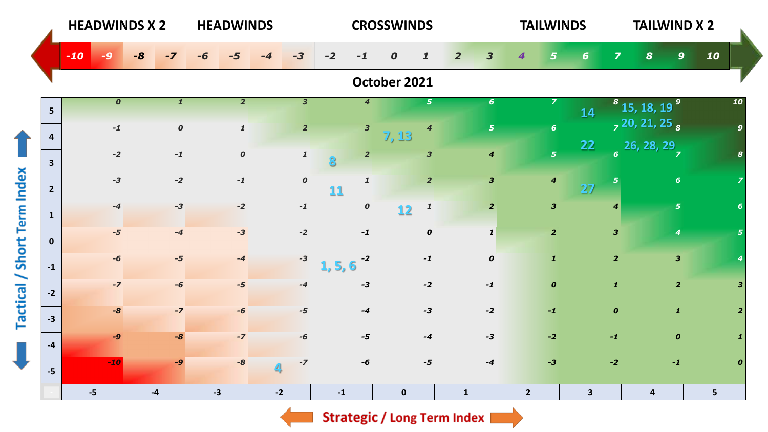| HEADWINDS X 2 | | | | HEADWINDS | | | | CROSSWINDS | | | | | TAILWINDS | | | | TAILWIND X 2 | | | |
|---|---|---|---|---|---|---|---|---|---|---|---|---|---|---|---|---|---|---|---|---|
| -10 | -9 | -8 | -7 | -6 | -5 | -4 | -3 | -2 | -1 | 0 | 1 | 2 | 3 | 4 | 5 | 6 | 7 | 8 | 9 | 10 |

**October 2021**

Rows: Tactical / Short Term Index. Columns: Strategic / Long Term Index. Each cell shows its score; October 2021 dates are shown in the cells where they appear.

| Tactical / Short Term Index | -5 | -4 | -3 | -2 | -1 | 0 | 1 | 2 | 3 | 4 | 5 |
|---|---|---|---|---|---|---|---|---|---|---|---|
| 5 | 0 | 1 | 2 | 3 | 4 | 5 | 6 | 7 | 8 (14) | 9 (15, 18, 19) | 10 |
| 4 | -1 | 0 | 1 | 2 | 3 | 4 (7, 13) | 5 | 6 | 7 | 8 (20, 21, 25) | 9 |
| 3 | -2 | -1 | 0 | 1 | 2 (8) | 3 | 4 | 5 | 6 (22) | 7 (26, 28, 29) | 8 |
| 2 | -3 | -2 | -1 | 0 | 1 (11) | 2 | 3 | 4 | 5 (27) | 6 | 7 |
| 1 | -4 | -3 | -2 | -1 | 0 | 1 (12) | 2 | 3 | 4 | 5 | 6 |
| 0 | -5 | -4 | -3 | -2 | -1 | 0 | 1 | 2 | 3 | 4 | 5 |
| -1 | -6 | -5 | -4 | -3 | -2 (1, 5, 6) | -1 | 0 | 1 | 2 | 3 | 4 |
| -2 | -7 | -6 | -5 | -4 | -3 | -2 | -1 | 0 | 1 | 2 | 3 |
| -3 | -8 | -7 | -6 | -5 | -4 | -3 | -2 | -1 | 0 | 1 | 2 |
| -4 | -9 | -8 | -7 | -6 | -5 | -4 | -3 | -2 | -1 | 0 | 1 |
| -5 | -10 | -9 | -8 | -7 (4) | -6 | -5 | -4 | -3 | -2 | -1 | 0 |

Strategic / Long Term Index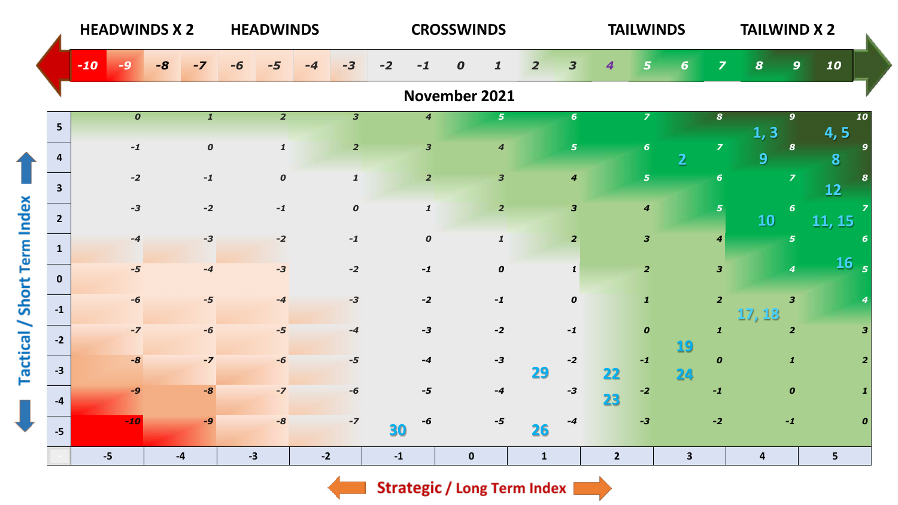| HEADWINDS X 2 | | | | HEADWINDS | | | | CROSSWINDS | | | | TAILWINDS | | | | TAILWIND X 2 | | | | |
|---|---|---|---|---|---|---|---|---|---|---|---|---|---|---|---|---|---|---|---|---|
| -10 | -9 | -8 | -7 | -6 | -5 | -4 | -3 | -2 | -1 | 0 | 1 | 2 | 3 | 4 | 5 | 6 | 7 | 8 | 9 | 10 |

## November 2021

| Tactical / Short Term Index | -5 | -4 | -3 | -2 | -1 | 0 | 1 | 2 | 3 | 4 | 5 |
|---|---|---|---|---|---|---|---|---|---|---|---|
| 5 | 0 | 1 | 2 | 3 | 4 | 5 | 6 | 7 | 8 | 9 (1, 3) | 10 (4, 5) |
| 4 | -1 | 0 | 1 | 2 | 3 | 4 | 5 | 6 | 7 (2) | 8 (9) | 9 (8) |
| 3 | -2 | -1 | 0 | 1 | 2 | 3 | 4 | 5 | 6 | 7 | 8 (12) |
| 2 | -3 | -2 | -1 | 0 | 1 | 2 | 3 | 4 | 5 | 6 (10) | 7 (11, 15) |
| 1 | -4 | -3 | -2 | -1 | 0 | 1 | 2 | 3 | 4 | 5 | 6 (16) |
| 0 | -5 | -4 | -3 | -2 | -1 | 0 | 1 | 2 | 3 | 4 | 5 |
| -1 | -6 | -5 | -4 | -3 | -2 | -1 | 0 | 1 | 2 | 3 (17, 18) | 4 |
| -2 | -7 | -6 | -5 | -4 | -3 | -2 | -1 | 0 | 1 (19) | 2 | 3 |
| -3 | -8 | -7 | -6 | -5 | -4 | -3 | -2 (29) | -1 (22) | 0 (24) | 1 | 2 |
| -4 | -9 | -8 | -7 | -6 | -5 | -4 | -3 | -2 (23) | -1 | 0 | 1 |
| -5 | -10 | -9 | -8 | -7 | -6 (30) | -5 | -4 (26) | -3 | -2 | -1 | 0 |

**Strategic / Long Term Index**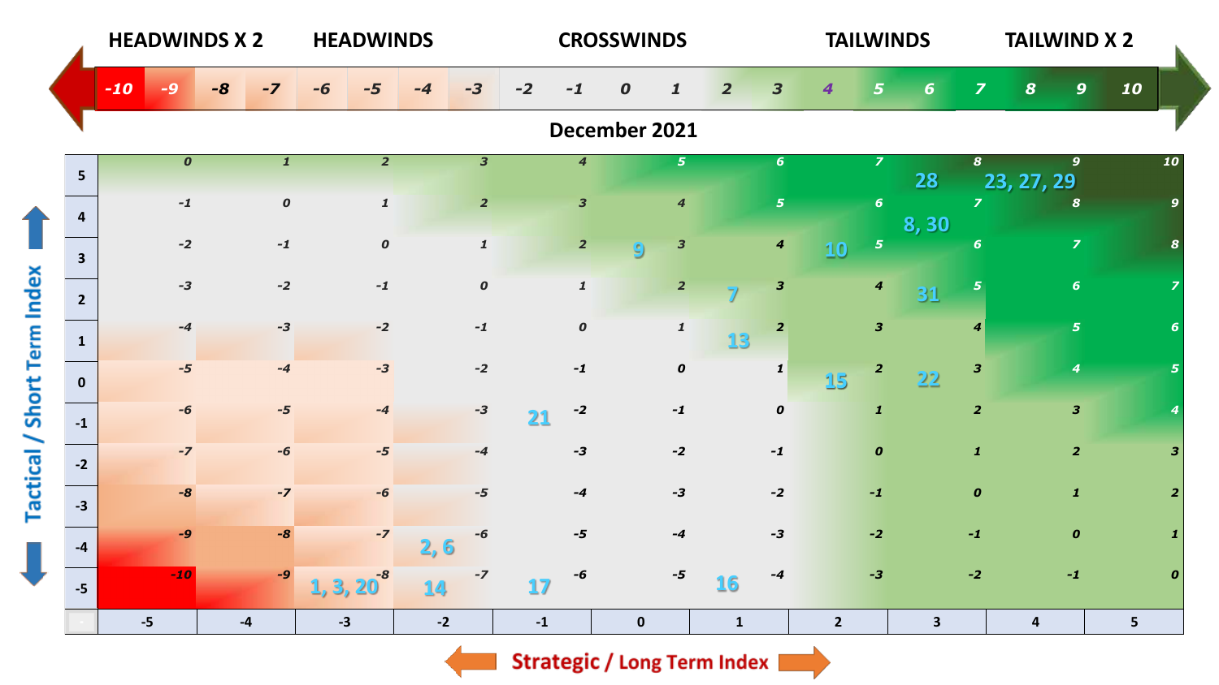HEADWINDS X 2 HEADWINDS CROSSWINDS TAILWINDS TAILWIND X 2

-10 -9 -8 -7 -6 -5 -4 -3 -2 -1 0 1 2 3 4 5 6 7 8 9 10

December 2021

Tactical / Short Term Index

Strategic / Long Term Index

5: 0 1 2 3 4 5 6 7 8 9 10

4: -1 0 1 2 3 4 5 6 7 8 9

3: -2 -1 0 1 2 3 4 5 6 7 8

2: -3 -2 -1 0 1 2 3 4 5 6 7

1: -4 -3 -2 -1 0 1 2 3 4 5 6

0: -5 -4 -3 -2 -1 0 1 2 3 4 5

-1: -6 -5 -4 -3 -2 -1 0 1 2 3 4

-2: -7 -6 -5 -4 -3 -2 -1 0 1 2 3

-3: -8 -7 -6 -5 -4 -3 -2 -1 0 1 2

-4: -9 -8 -7 -6 -5 -4 -3 -2 -1 0 1

-5: -10 -9 -8 -7 -6 -5 -4 -3 -2 -1 0

-5 -4 -3 -2 -1 0 1 2 3 4 5

28

23, 27, 29

8, 30

9

10

7

31

13

15

22

21

2, 6

1, 3, 20

14

17

16